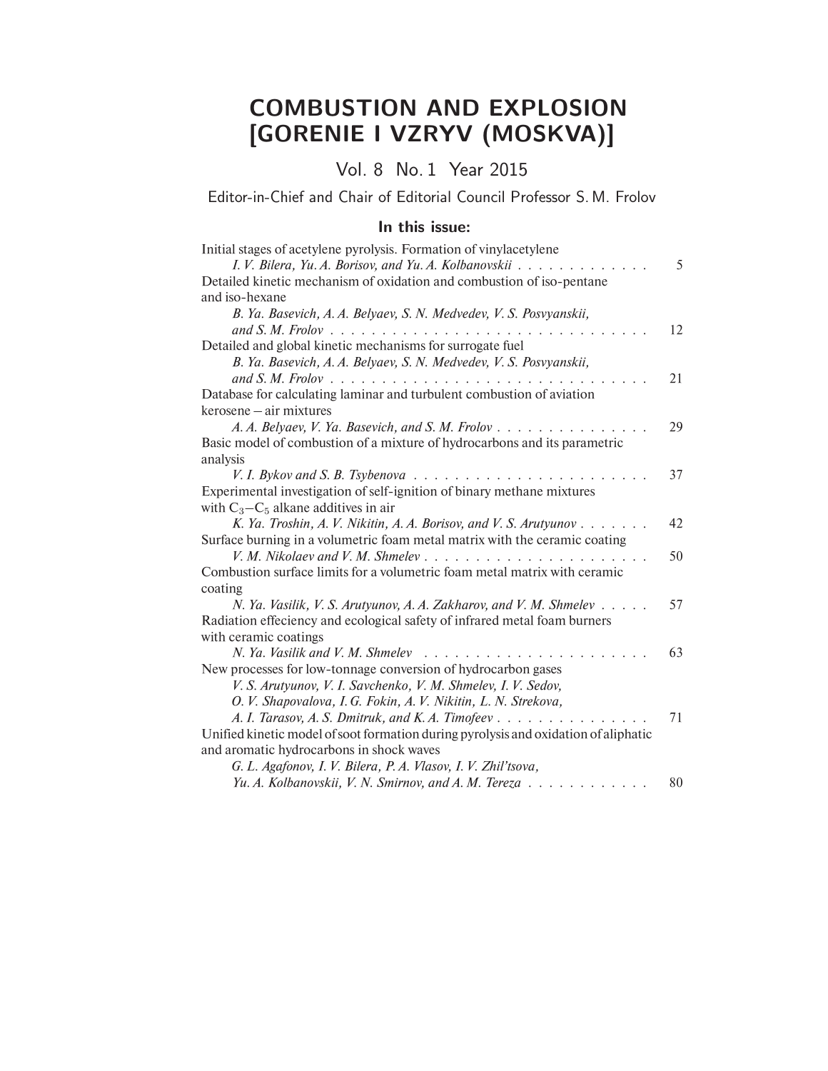# COMBUSTION AND EXPLOSION [GORENIE I VZRYV (MOSKVA)]

Vol. 8 No. 1 Year 2015

Editor-in-Chief and Chair of Editorial Council Professor S. M. Frolov

## In this issue:

Initial stages of acetylene pyrolysis. Formation of vinylacetylene
*I. V. Bilera, Yu. A. Borisov, and Yu. A. Kolbanovskii* . . . . . . . . . . . . . 5

Detailed kinetic mechanism of oxidation and combustion of iso-pentane and iso-hexane
*B. Ya. Basevich, A. A. Belyaev, S. N. Medvedev, V. S. Posvyanskii, and S. M. Frolov* . . . . . . . . . . . . . . . . . . . . . . . . . . . . . . . 12

Detailed and global kinetic mechanisms for surrogate fuel
*B. Ya. Basevich, A. A. Belyaev, S. N. Medvedev, V. S. Posvyanskii, and S. M. Frolov* . . . . . . . . . . . . . . . . . . . . . . . . . . . . . . . 21

Database for calculating laminar and turbulent combustion of aviation kerosene – air mixtures
*A. A. Belyaev, V. Ya. Basevich, and S. M. Frolov* . . . . . . . . . . . . . . . 29

Basic model of combustion of a mixture of hydrocarbons and its parametric analysis
*V. I. Bykov and S. B. Tsybenova* . . . . . . . . . . . . . . . . . . . . . . . 37

Experimental investigation of self-ignition of binary methane mixtures with $C_3$–$C_5$ alkane additives in air
*K. Ya. Troshin, A. V. Nikitin, A. A. Borisov, and V. S. Arutyunov* . . . . . . . 42

Surface burning in a volumetric foam metal matrix with the ceramic coating
*V. M. Nikolaev and V. M. Shmelev* . . . . . . . . . . . . . . . . . . . . . . 50

Combustion surface limits for a volumetric foam metal matrix with ceramic coating
*N. Ya. Vasilik, V. S. Arutyunov, A. A. Zakharov, and V. M. Shmelev* . . . . . 57

Radiation effeciency and ecological safety of infrared metal foam burners with ceramic coatings
*N. Ya. Vasilik and V. M. Shmelev* . . . . . . . . . . . . . . . . . . . . . . 63

New processes for low-tonnage conversion of hydrocarbon gases
*V. S. Arutyunov, V. I. Savchenko, V. M. Shmelev, I. V. Sedov, O. V. Shapovalova, I. G. Fokin, A. V. Nikitin, L. N. Strekova, A. I. Tarasov, A. S. Dmitruk, and K. A. Timofeev* . . . . . . . . . . . . . . . 71

Unified kinetic model of soot formation during pyrolysis and oxidation of aliphatic and aromatic hydrocarbons in shock waves
*G. L. Agafonov, I. V. Bilera, P. A. Vlasov, I. V. Zhil'tsova, Yu. A. Kolbanovskii, V. N. Smirnov, and A. M. Tereza* . . . . . . . . . . . . 80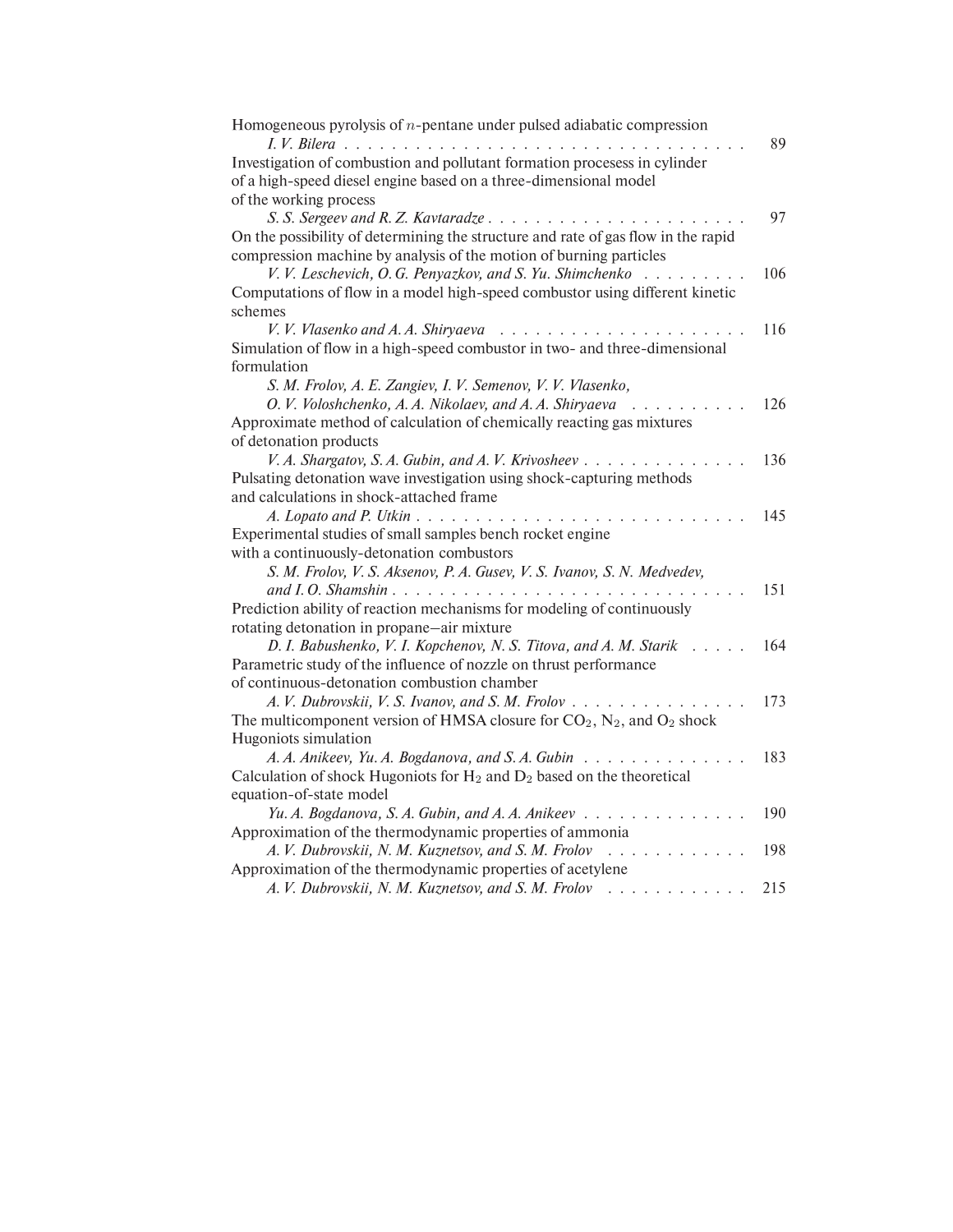Homogeneous pyrolysis of $n$-pentane under pulsed adiabatic compression
*I. V. Bilera* . . . . . . . . . . . . . . . . . . . . . . . . . . . . . . . . . . . 89

Investigation of combustion and pollutant formation procesess in cylinder of a high-speed diesel engine based on a three-dimensional model of the working process
*S. S. Sergeev and R. Z. Kavtaradze* . . . . . . . . . . . . . . . . . . . . . . 97

On the possibility of determining the structure and rate of gas flow in the rapid compression machine by analysis of the motion of burning particles
*V. V. Leschevich, O. G. Penyazkov, and S. Yu. Shimchenko* . . . . . . . . . 106

Computations of flow in a model high-speed combustor using different kinetic schemes
*V. V. Vlasenko and A. A. Shiryaeva* . . . . . . . . . . . . . . . . . . . . . 116

Simulation of flow in a high-speed combustor in two- and three-dimensional formulation
*S. M. Frolov, A. E. Zangiev, I. V. Semenov, V. V. Vlasenko, O. V. Voloshchenko, A. A. Nikolaev, and A. A. Shiryaeva* . . . . . . . . . . 126

Approximate method of calculation of chemically reacting gas mixtures of detonation products
*V. A. Shargatov, S. A. Gubin, and A. V. Krivosheev* . . . . . . . . . . . . . 136

Pulsating detonation wave investigation using shock-capturing methods and calculations in shock-attached frame
*A. Lopato and P. Utkin* . . . . . . . . . . . . . . . . . . . . . . . . . . . 145

Experimental studies of small samples bench rocket engine with a continuously-detonation combustors
*S. M. Frolov, V. S. Aksenov, P. A. Gusev, V. S. Ivanov, S. N. Medvedev, and I. O. Shamshin* . . . . . . . . . . . . . . . . . . . . . . . . . . . . . 151

Prediction ability of reaction mechanisms for modeling of continuously rotating detonation in propane–air mixture
*D. I. Babushenko, V. I. Kopchenov, N. S. Titova, and A. M. Starik* . . . . . 164

Parametric study of the influence of nozzle on thrust performance of continuous-detonation combustion chamber
*A. V. Dubrovskii, V. S. Ivanov, and S. M. Frolov* . . . . . . . . . . . . . . . 173

The multicomponent version of HMSA closure for $CO_2$, $N_2$, and $O_2$ shock Hugoniots simulation
*A. A. Anikeev, Yu. A. Bogdanova, and S. A. Gubin* . . . . . . . . . . . . . . 183

Calculation of shock Hugoniots for $H_2$ and $D_2$ based on the theoretical equation-of-state model
*Yu. A. Bogdanova, S. A. Gubin, and A. A. Anikeev* . . . . . . . . . . . . . . 190

Approximation of the thermodynamic properties of ammonia
*A. V. Dubrovskii, N. M. Kuznetsov, and S. M. Frolov* . . . . . . . . . . . . 198

Approximation of the thermodynamic properties of acetylene
*A. V. Dubrovskii, N. M. Kuznetsov, and S. M. Frolov* . . . . . . . . . . . . 215